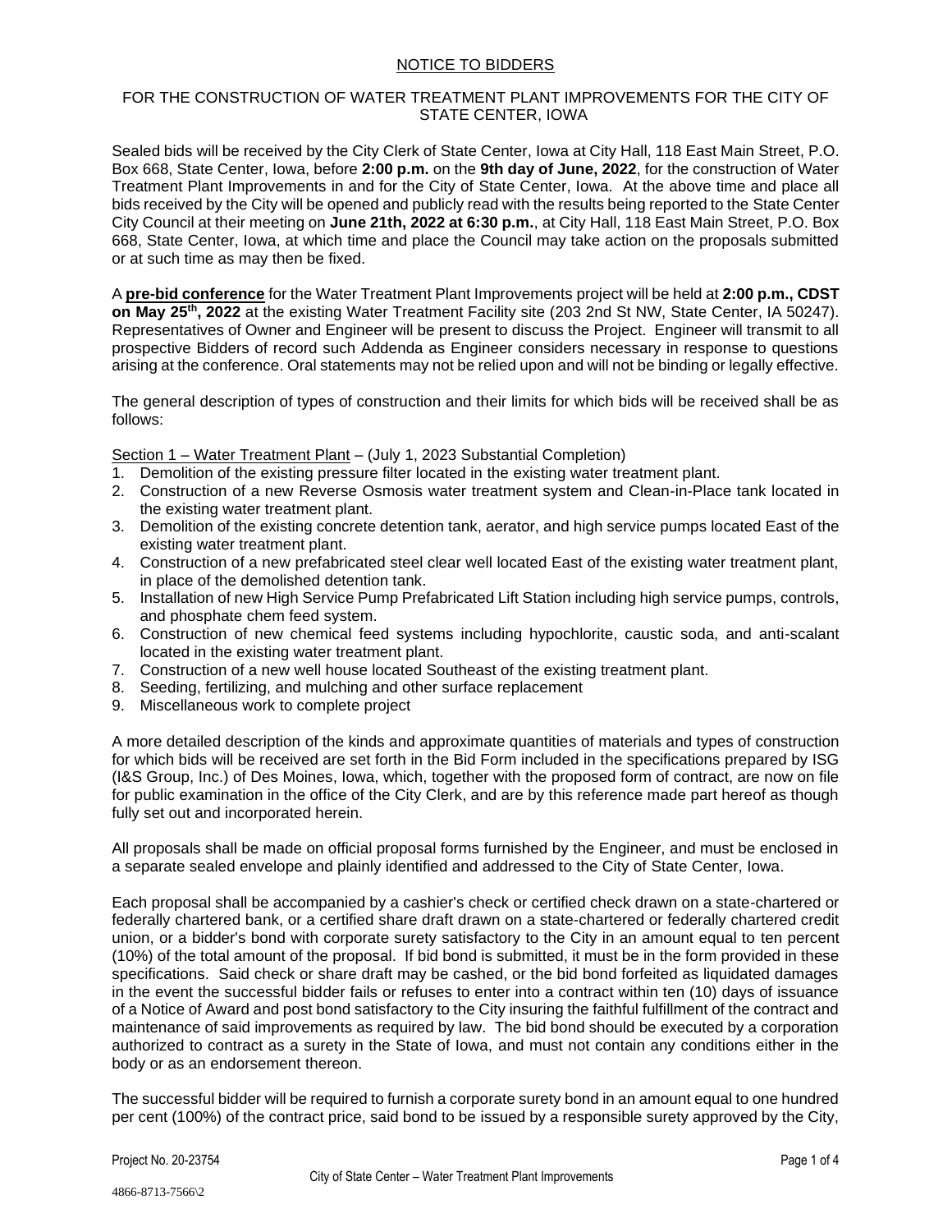# NOTICE TO BIDDERS

## FOR THE CONSTRUCTION OF WATER TREATMENT PLANT IMPROVEMENTS FOR THE CITY OF STATE CENTER, IOWA

Sealed bids will be received by the City Clerk of State Center, Iowa at City Hall, 118 East Main Street, P.O. Box 668, State Center, Iowa, before **2:00 p.m.** on the **9th day of June, 2022**, for the construction of Water Treatment Plant Improvements in and for the City of State Center, Iowa. At the above time and place all bids received by the City will be opened and publicly read with the results being reported to the State Center City Council at their meeting on **June 21th, 2022 at 6:30 p.m.**, at City Hall, 118 East Main Street, P.O. Box 668, State Center, Iowa, at which time and place the Council may take action on the proposals submitted or at such time as may then be fixed.

A **pre-bid conference** for the Water Treatment Plant Improvements project will be held at **2:00 p.m., CDST on May 25th, 2022** at the existing Water Treatment Facility site (203 2nd St NW, State Center, IA 50247). Representatives of Owner and Engineer will be present to discuss the Project. Engineer will transmit to all prospective Bidders of record such Addenda as Engineer considers necessary in response to questions arising at the conference. Oral statements may not be relied upon and will not be binding or legally effective.

The general description of types of construction and their limits for which bids will be received shall be as follows:

Section 1 – Water Treatment Plant – (July 1, 2023 Substantial Completion)

1. Demolition of the existing pressure filter located in the existing water treatment plant.
2. Construction of a new Reverse Osmosis water treatment system and Clean-in-Place tank located in the existing water treatment plant.
3. Demolition of the existing concrete detention tank, aerator, and high service pumps located East of the existing water treatment plant.
4. Construction of a new prefabricated steel clear well located East of the existing water treatment plant, in place of the demolished detention tank.
5. Installation of new High Service Pump Prefabricated Lift Station including high service pumps, controls, and phosphate chem feed system.
6. Construction of new chemical feed systems including hypochlorite, caustic soda, and anti-scalant located in the existing water treatment plant.
7. Construction of a new well house located Southeast of the existing treatment plant.
8. Seeding, fertilizing, and mulching and other surface replacement
9. Miscellaneous work to complete project

A more detailed description of the kinds and approximate quantities of materials and types of construction for which bids will be received are set forth in the Bid Form included in the specifications prepared by ISG (I&S Group, Inc.) of Des Moines, Iowa, which, together with the proposed form of contract, are now on file for public examination in the office of the City Clerk, and are by this reference made part hereof as though fully set out and incorporated herein.

All proposals shall be made on official proposal forms furnished by the Engineer, and must be enclosed in a separate sealed envelope and plainly identified and addressed to the City of State Center, Iowa.

Each proposal shall be accompanied by a cashier's check or certified check drawn on a state-chartered or federally chartered bank, or a certified share draft drawn on a state-chartered or federally chartered credit union, or a bidder's bond with corporate surety satisfactory to the City in an amount equal to ten percent (10%) of the total amount of the proposal. If bid bond is submitted, it must be in the form provided in these specifications. Said check or share draft may be cashed, or the bid bond forfeited as liquidated damages in the event the successful bidder fails or refuses to enter into a contract within ten (10) days of issuance of a Notice of Award and post bond satisfactory to the City insuring the faithful fulfillment of the contract and maintenance of said improvements as required by law. The bid bond should be executed by a corporation authorized to contract as a surety in the State of Iowa, and must not contain any conditions either in the body or as an endorsement thereon.

The successful bidder will be required to furnish a corporate surety bond in an amount equal to one hundred per cent (100%) of the contract price, said bond to be issued by a responsible surety approved by the City,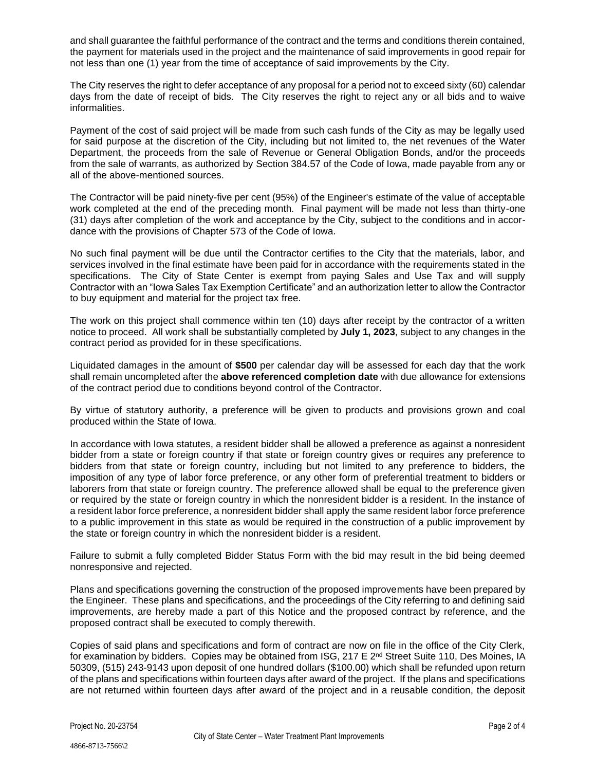and shall guarantee the faithful performance of the contract and the terms and conditions therein contained, the payment for materials used in the project and the maintenance of said improvements in good repair for not less than one (1) year from the time of acceptance of said improvements by the City.

The City reserves the right to defer acceptance of any proposal for a period not to exceed sixty (60) calendar days from the date of receipt of bids. The City reserves the right to reject any or all bids and to waive informalities.

Payment of the cost of said project will be made from such cash funds of the City as may be legally used for said purpose at the discretion of the City, including but not limited to, the net revenues of the Water Department, the proceeds from the sale of Revenue or General Obligation Bonds, and/or the proceeds from the sale of warrants, as authorized by Section 384.57 of the Code of Iowa, made payable from any or all of the above-mentioned sources.

The Contractor will be paid ninety-five per cent (95%) of the Engineer's estimate of the value of acceptable work completed at the end of the preceding month. Final payment will be made not less than thirty-one (31) days after completion of the work and acceptance by the City, subject to the conditions and in accordance with the provisions of Chapter 573 of the Code of Iowa.

No such final payment will be due until the Contractor certifies to the City that the materials, labor, and services involved in the final estimate have been paid for in accordance with the requirements stated in the specifications. The City of State Center is exempt from paying Sales and Use Tax and will supply Contractor with an "Iowa Sales Tax Exemption Certificate" and an authorization letter to allow the Contractor to buy equipment and material for the project tax free.

The work on this project shall commence within ten (10) days after receipt by the contractor of a written notice to proceed. All work shall be substantially completed by **July 1, 2023**, subject to any changes in the contract period as provided for in these specifications.

Liquidated damages in the amount of **$500** per calendar day will be assessed for each day that the work shall remain uncompleted after the **above referenced completion date** with due allowance for extensions of the contract period due to conditions beyond control of the Contractor.

By virtue of statutory authority, a preference will be given to products and provisions grown and coal produced within the State of Iowa.

In accordance with Iowa statutes, a resident bidder shall be allowed a preference as against a nonresident bidder from a state or foreign country if that state or foreign country gives or requires any preference to bidders from that state or foreign country, including but not limited to any preference to bidders, the imposition of any type of labor force preference, or any other form of preferential treatment to bidders or laborers from that state or foreign country. The preference allowed shall be equal to the preference given or required by the state or foreign country in which the nonresident bidder is a resident. In the instance of a resident labor force preference, a nonresident bidder shall apply the same resident labor force preference to a public improvement in this state as would be required in the construction of a public improvement by the state or foreign country in which the nonresident bidder is a resident.

Failure to submit a fully completed Bidder Status Form with the bid may result in the bid being deemed nonresponsive and rejected.

Plans and specifications governing the construction of the proposed improvements have been prepared by the Engineer. These plans and specifications, and the proceedings of the City referring to and defining said improvements, are hereby made a part of this Notice and the proposed contract by reference, and the proposed contract shall be executed to comply therewith.

Copies of said plans and specifications and form of contract are now on file in the office of the City Clerk, for examination by bidders. Copies may be obtained from ISG, 217 E 2nd Street Suite 110, Des Moines, IA 50309, (515) 243-9143 upon deposit of one hundred dollars ($100.00) which shall be refunded upon return of the plans and specifications within fourteen days after award of the project. If the plans and specifications are not returned within fourteen days after award of the project and in a reusable condition, the deposit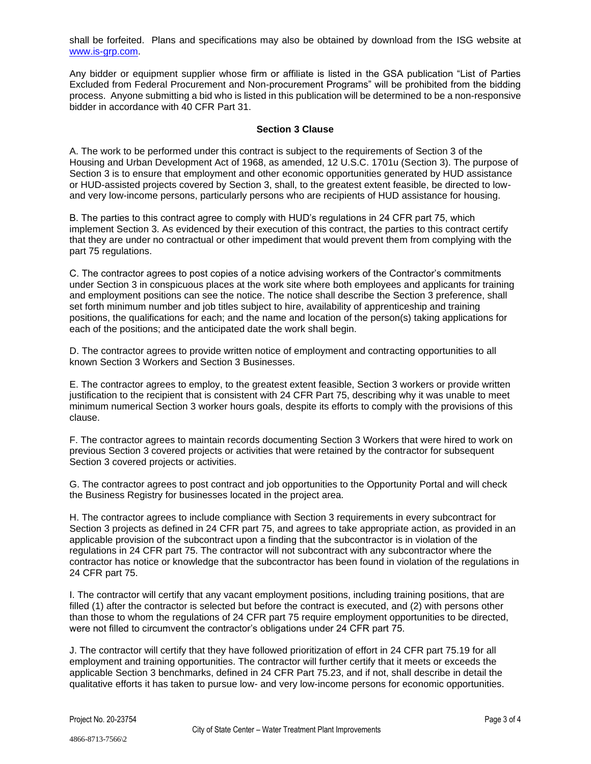shall be forfeited. Plans and specifications may also be obtained by download from the ISG website at [www.is-grp.com](http://www.is-grp.com).

Any bidder or equipment supplier whose firm or affiliate is listed in the GSA publication "List of Parties Excluded from Federal Procurement and Non-procurement Programs" will be prohibited from the bidding process. Anyone submitting a bid who is listed in this publication will be determined to be a non-responsive bidder in accordance with 40 CFR Part 31.

**Section 3 Clause**

A. The work to be performed under this contract is subject to the requirements of Section 3 of the Housing and Urban Development Act of 1968, as amended, 12 U.S.C. 1701u (Section 3). The purpose of Section 3 is to ensure that employment and other economic opportunities generated by HUD assistance or HUD-assisted projects covered by Section 3, shall, to the greatest extent feasible, be directed to low- and very low-income persons, particularly persons who are recipients of HUD assistance for housing.

B. The parties to this contract agree to comply with HUD's regulations in 24 CFR part 75, which implement Section 3. As evidenced by their execution of this contract, the parties to this contract certify that they are under no contractual or other impediment that would prevent them from complying with the part 75 regulations.

C. The contractor agrees to post copies of a notice advising workers of the Contractor's commitments under Section 3 in conspicuous places at the work site where both employees and applicants for training and employment positions can see the notice. The notice shall describe the Section 3 preference, shall set forth minimum number and job titles subject to hire, availability of apprenticeship and training positions, the qualifications for each; and the name and location of the person(s) taking applications for each of the positions; and the anticipated date the work shall begin.

D. The contractor agrees to provide written notice of employment and contracting opportunities to all known Section 3 Workers and Section 3 Businesses.

E. The contractor agrees to employ, to the greatest extent feasible, Section 3 workers or provide written justification to the recipient that is consistent with 24 CFR Part 75, describing why it was unable to meet minimum numerical Section 3 worker hours goals, despite its efforts to comply with the provisions of this clause.

F. The contractor agrees to maintain records documenting Section 3 Workers that were hired to work on previous Section 3 covered projects or activities that were retained by the contractor for subsequent Section 3 covered projects or activities.

G. The contractor agrees to post contract and job opportunities to the Opportunity Portal and will check the Business Registry for businesses located in the project area.

H. The contractor agrees to include compliance with Section 3 requirements in every subcontract for Section 3 projects as defined in 24 CFR part 75, and agrees to take appropriate action, as provided in an applicable provision of the subcontract upon a finding that the subcontractor is in violation of the regulations in 24 CFR part 75. The contractor will not subcontract with any subcontractor where the contractor has notice or knowledge that the subcontractor has been found in violation of the regulations in 24 CFR part 75.

I. The contractor will certify that any vacant employment positions, including training positions, that are filled (1) after the contractor is selected but before the contract is executed, and (2) with persons other than those to whom the regulations of 24 CFR part 75 require employment opportunities to be directed, were not filled to circumvent the contractor's obligations under 24 CFR part 75.

J. The contractor will certify that they have followed prioritization of effort in 24 CFR part 75.19 for all employment and training opportunities. The contractor will further certify that it meets or exceeds the applicable Section 3 benchmarks, defined in 24 CFR Part 75.23, and if not, shall describe in detail the qualitative efforts it has taken to pursue low- and very low-income persons for economic opportunities.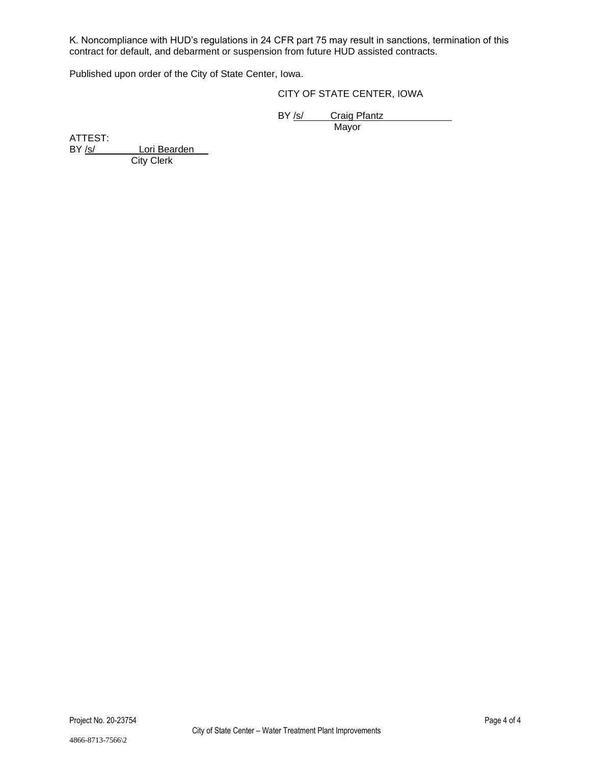K. Noncompliance with HUD's regulations in 24 CFR part 75 may result in sanctions, termination of this contract for default, and debarment or suspension from future HUD assisted contracts.

Published upon order of the City of State Center, Iowa.

CITY OF STATE CENTER, IOWA

BY /s/ Craig Pfantz
Mayor

ATTEST:
BY /s/ Lori Bearden
City Clerk